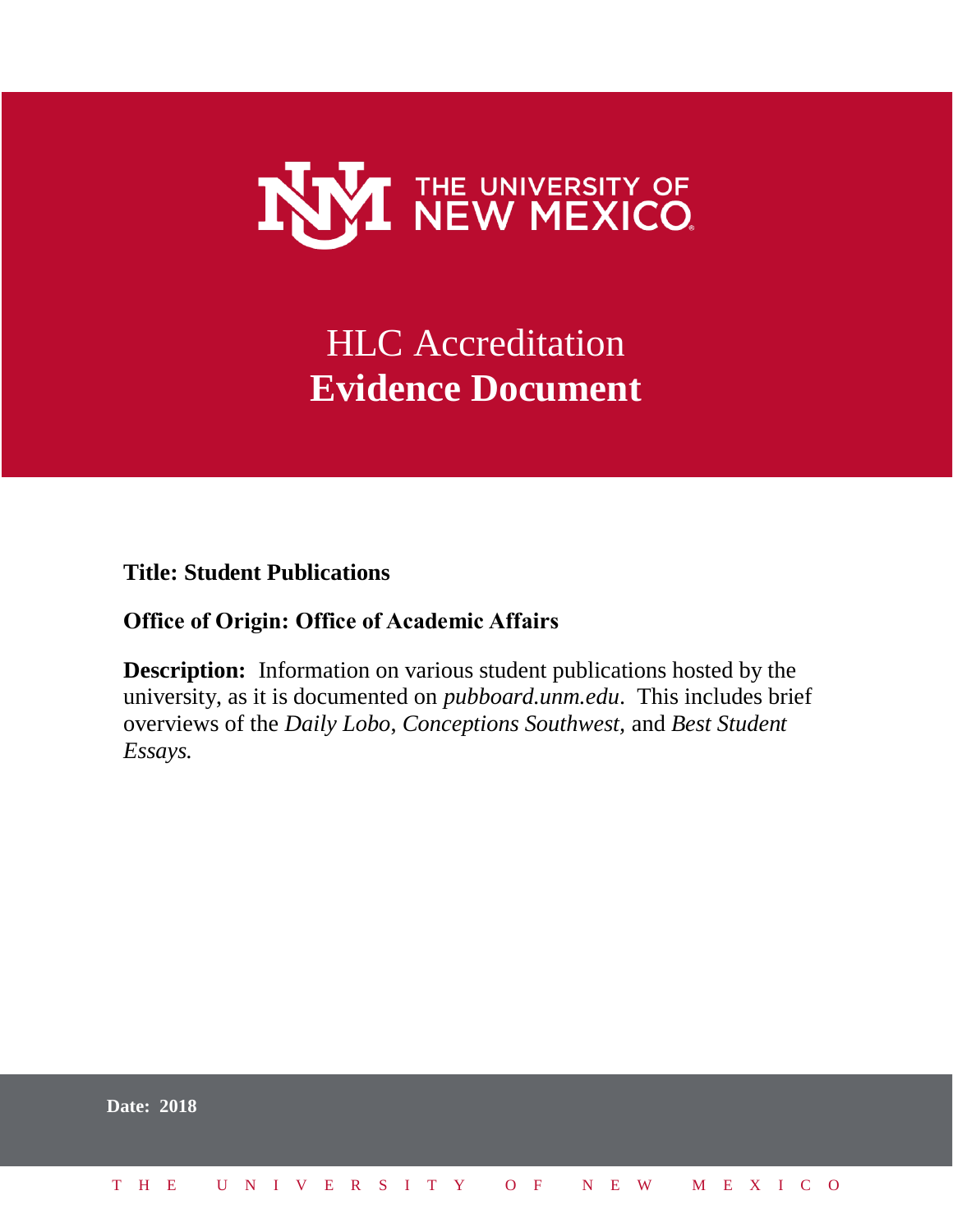THE UNIVERSITY OF NEW MEXICO

# HLC Accreditation
# **Evidence Document**

**Title: Student Publications**

**Office of Origin: Office of Academic Affairs**

**Description:** Information on various student publications hosted by the university, as it is documented on *pubboard.unm.edu*. This includes brief overviews of the *Daily Lobo*, *Conceptions Southwest,* and *Best Student Essays.*

**Date: 2018**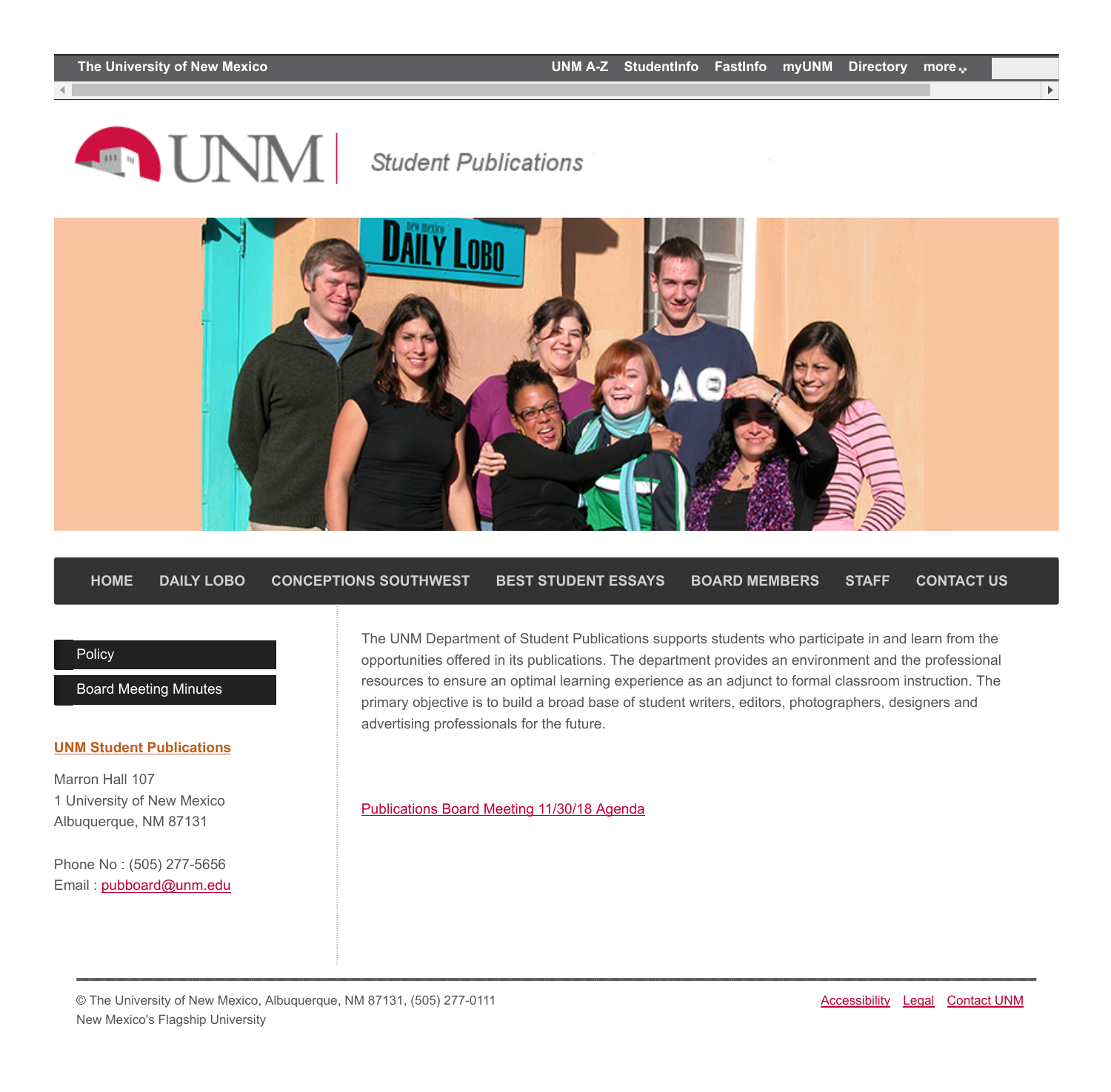The University of New Mexico | UNM A-Z | StudentInfo | FastInfo | myUNM | Directory | more

# UNM Student Publications

HOME | DAILY LOBO | CONCEPTIONS SOUTHWEST | BEST STUDENT ESSAYS | BOARD MEMBERS | STAFF | CONTACT US

- Policy
- Board Meeting Minutes

**UNM Student Publications**

Marron Hall 107
1 University of New Mexico
Albuquerque, NM 87131

Phone No : (505) 277-5656
Email : pubboard@unm.edu

The UNM Department of Student Publications supports students who participate in and learn from the opportunities offered in its publications. The department provides an environment and the professional resources to ensure an optimal learning experience as an adjunct to formal classroom instruction. The primary objective is to build a broad base of student writers, editors, photographers, designers and advertising professionals for the future.

Publications Board Meeting 11/30/18 Agenda

© The University of New Mexico, Albuquerque, NM 87131, (505) 277-0111
New Mexico's Flagship University

Accessibility | Legal | Contact UNM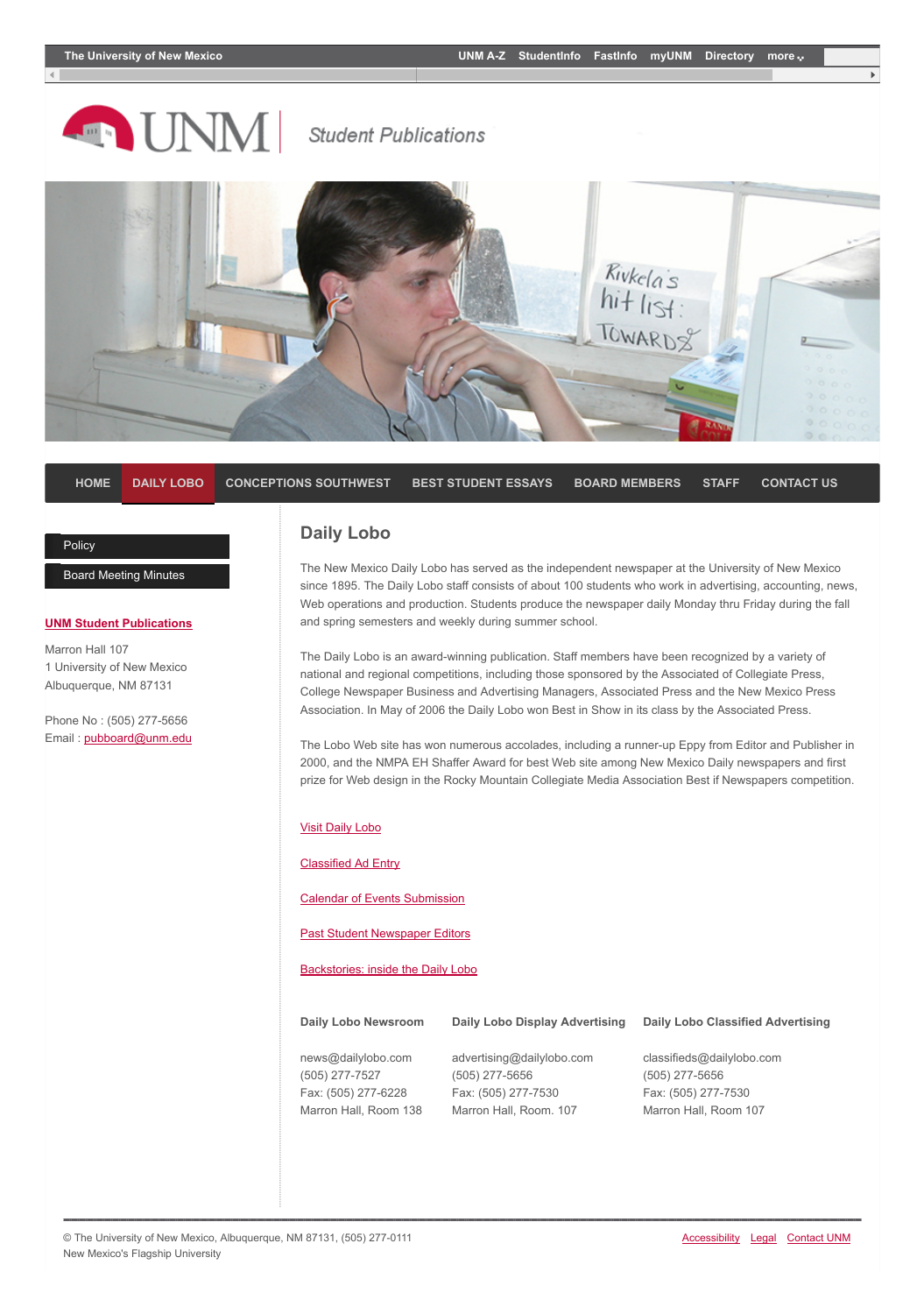The University of New Mexico | UNM A-Z | StudentInfo | FastInfo | myUNM | Directory | more

UNM | Student Publications

HOME | DAILY LOBO | CONCEPTIONS SOUTHWEST | BEST STUDENT ESSAYS | BOARD MEMBERS | STAFF | CONTACT US

- Policy
- Board Meeting Minutes

**UNM Student Publications**

Marron Hall 107
1 University of New Mexico
Albuquerque, NM 87131

Phone No : (505) 277-5656
Email : pubboard@unm.edu

## Daily Lobo

The New Mexico Daily Lobo has served as the independent newspaper at the University of New Mexico since 1895. The Daily Lobo staff consists of about 100 students who work in advertising, accounting, news, Web operations and production. Students produce the newspaper daily Monday thru Friday during the fall and spring semesters and weekly during summer school.

The Daily Lobo is an award-winning publication. Staff members have been recognized by a variety of national and regional competitions, including those sponsored by the Associated of Collegiate Press, College Newspaper Business and Advertising Managers, Associated Press and the New Mexico Press Association. In May of 2006 the Daily Lobo won Best in Show in its class by the Associated Press.

The Lobo Web site has won numerous accolades, including a runner-up Eppy from Editor and Publisher in 2000, and the NMPA EH Shaffer Award for best Web site among New Mexico Daily newspapers and first prize for Web design in the Rocky Mountain Collegiate Media Association Best if Newspapers competition.

Visit Daily Lobo

Classified Ad Entry

Calendar of Events Submission

Past Student Newspaper Editors

Backstories: inside the Daily Lobo

| Daily Lobo Newsroom | Daily Lobo Display Advertising | Daily Lobo Classified Advertising |
|---|---|---|
| news@dailylobo.com | advertising@dailylobo.com | classifieds@dailylobo.com |
| (505) 277-7527 | (505) 277-5656 | (505) 277-5656 |
| Fax: (505) 277-6228 | Fax: (505) 277-7530 | Fax: (505) 277-7530 |
| Marron Hall, Room 138 | Marron Hall, Room. 107 | Marron Hall, Room 107 |

© The University of New Mexico, Albuquerque, NM 87131, (505) 277-0111
New Mexico's Flagship University

Accessibility | Legal | Contact UNM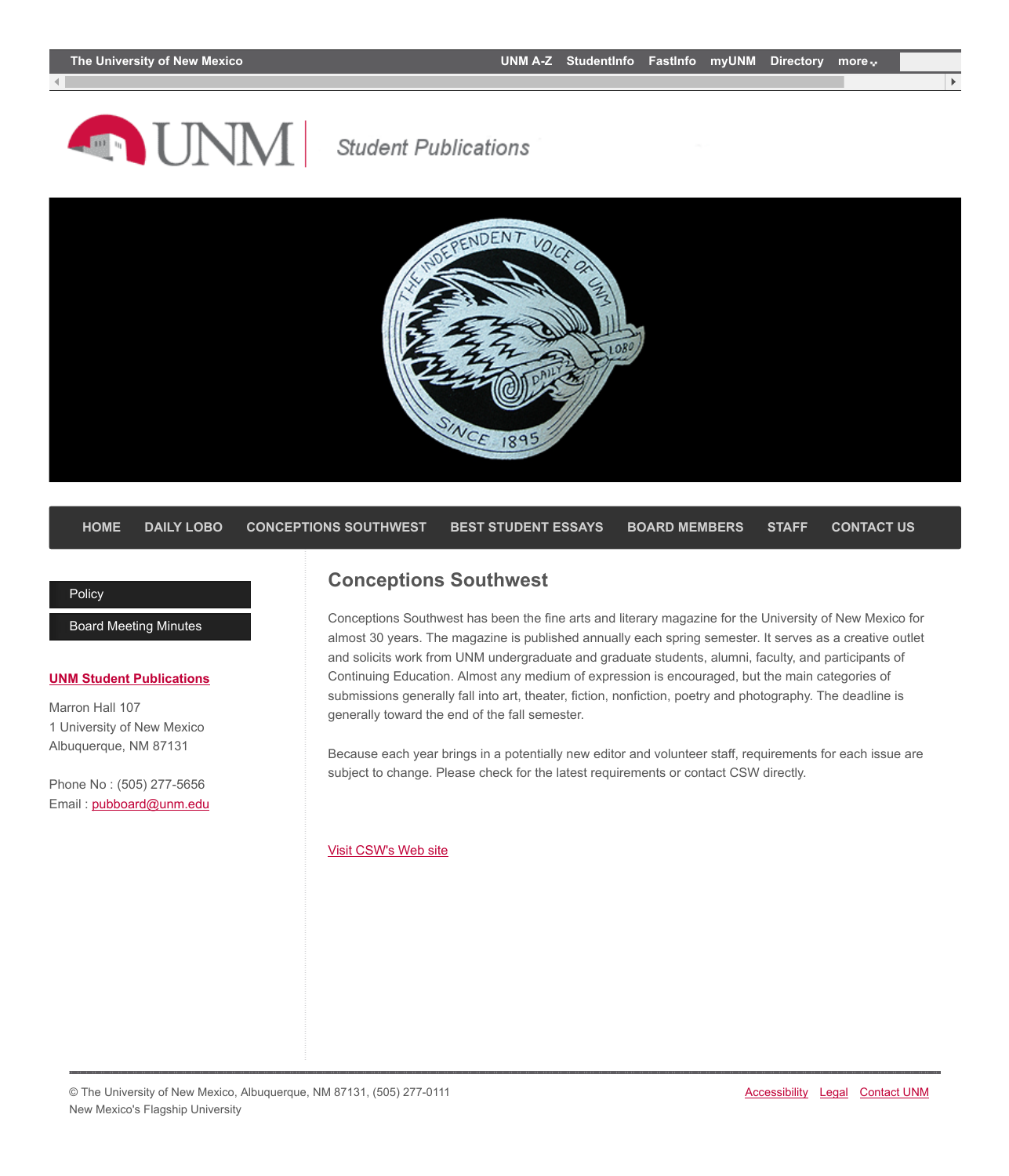The University of New Mexico | UNM A-Z | StudentInfo | FastInfo | myUNM | Directory | more

UNM Student Publications

HOME | DAILY LOBO | CONCEPTIONS SOUTHWEST | BEST STUDENT ESSAYS | BOARD MEMBERS | STAFF | CONTACT US

- Policy
- Board Meeting Minutes

**UNM Student Publications**

Marron Hall 107
1 University of New Mexico
Albuquerque, NM 87131

Phone No : (505) 277-5656
Email : pubboard@unm.edu

## Conceptions Southwest

Conceptions Southwest has been the fine arts and literary magazine for the University of New Mexico for almost 30 years. The magazine is published annually each spring semester. It serves as a creative outlet and solicits work from UNM undergraduate and graduate students, alumni, faculty, and participants of Continuing Education. Almost any medium of expression is encouraged, but the main categories of submissions generally fall into art, theater, fiction, nonfiction, poetry and photography. The deadline is generally toward the end of the fall semester.

Because each year brings in a potentially new editor and volunteer staff, requirements for each issue are subject to change. Please check for the latest requirements or contact CSW directly.

Visit CSW's Web site

© The University of New Mexico, Albuquerque, NM 87131, (505) 277-0111
New Mexico's Flagship University

Accessibility | Legal | Contact UNM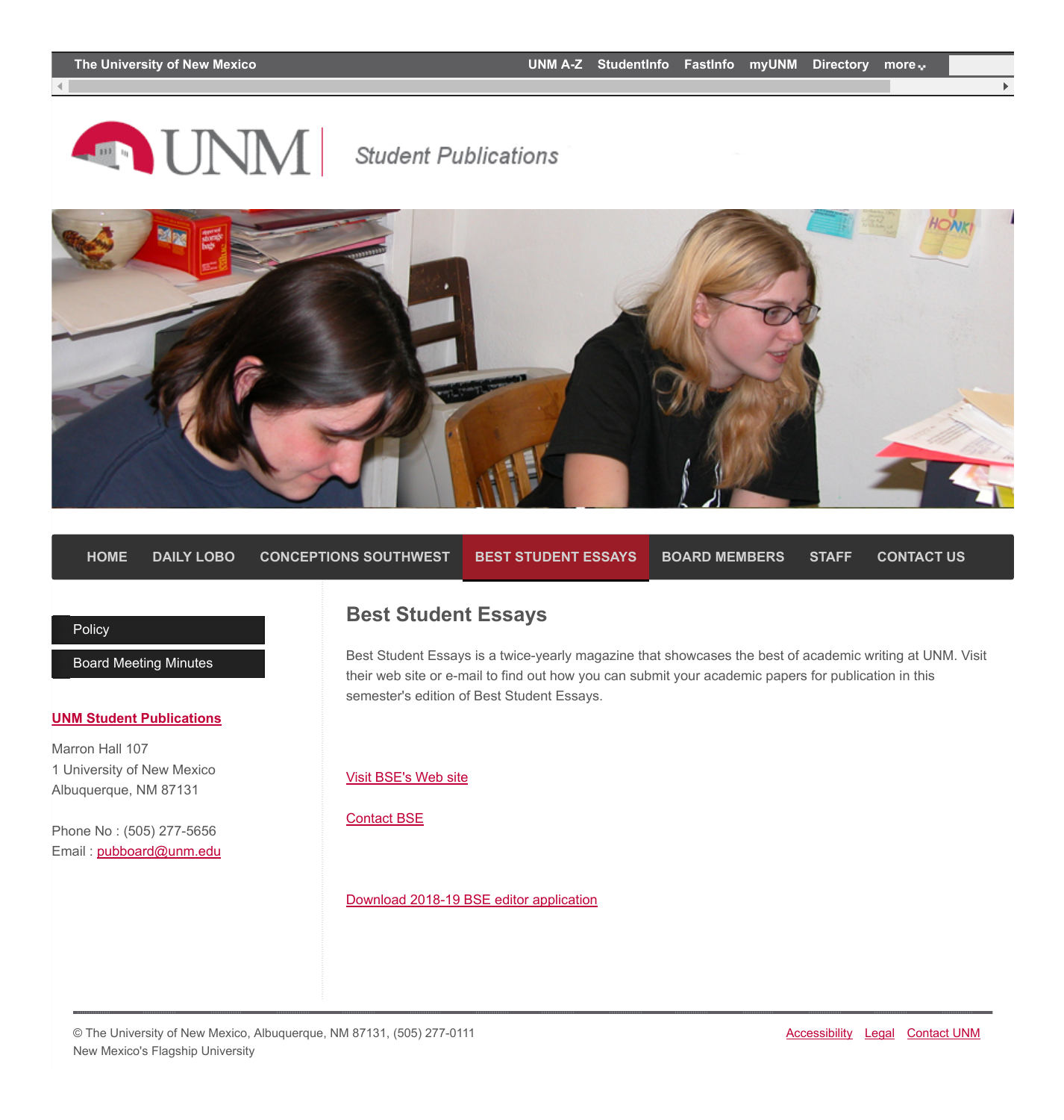The University of New Mexico | UNM A-Z | StudentInfo | FastInfo | myUNM | Directory | more

UNM Student Publications

HOME | DAILY LOBO | CONCEPTIONS SOUTHWEST | BEST STUDENT ESSAYS | BOARD MEMBERS | STAFF | CONTACT US

- Policy
- Board Meeting Minutes

**UNM Student Publications**

Marron Hall 107
1 University of New Mexico
Albuquerque, NM 87131

Phone No : (505) 277-5656
Email : pubboard@unm.edu

## Best Student Essays

Best Student Essays is a twice-yearly magazine that showcases the best of academic writing at UNM. Visit their web site or e-mail to find out how you can submit your academic papers for publication in this semester's edition of Best Student Essays.

Visit BSE's Web site

Contact BSE

Download 2018-19 BSE editor application

© The University of New Mexico, Albuquerque, NM 87131, (505) 277-0111
New Mexico's Flagship University

Accessibility | Legal | Contact UNM